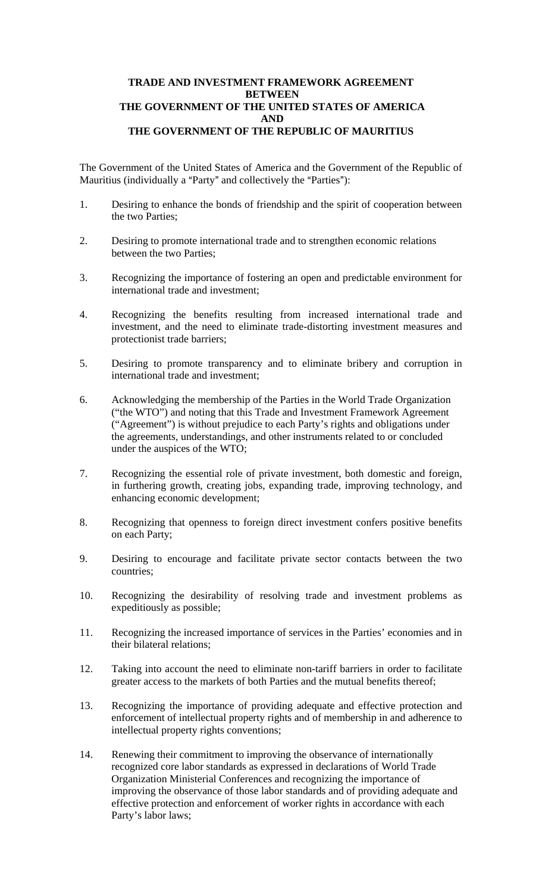# TRADE AND INVESTMENT FRAMEWORK AGREEMENT BETWEEN THE GOVERNMENT OF THE UNITED STATES OF AMERICA AND THE GOVERNMENT OF THE REPUBLIC OF MAURITIUS

The Government of the United States of America and the Government of the Republic of Mauritius (individually a "Party" and collectively the "Parties"):

1. Desiring to enhance the bonds of friendship and the spirit of cooperation between the two Parties;

2. Desiring to promote international trade and to strengthen economic relations between the two Parties;

3. Recognizing the importance of fostering an open and predictable environment for international trade and investment;

4. Recognizing the benefits resulting from increased international trade and investment, and the need to eliminate trade-distorting investment measures and protectionist trade barriers;

5. Desiring to promote transparency and to eliminate bribery and corruption in international trade and investment;

6. Acknowledging the membership of the Parties in the World Trade Organization ("the WTO") and noting that this Trade and Investment Framework Agreement ("Agreement") is without prejudice to each Party's rights and obligations under the agreements, understandings, and other instruments related to or concluded under the auspices of the WTO;

7. Recognizing the essential role of private investment, both domestic and foreign, in furthering growth, creating jobs, expanding trade, improving technology, and enhancing economic development;

8. Recognizing that openness to foreign direct investment confers positive benefits on each Party;

9. Desiring to encourage and facilitate private sector contacts between the two countries;

10. Recognizing the desirability of resolving trade and investment problems as expeditiously as possible;

11. Recognizing the increased importance of services in the Parties' economies and in their bilateral relations;

12. Taking into account the need to eliminate non-tariff barriers in order to facilitate greater access to the markets of both Parties and the mutual benefits thereof;

13. Recognizing the importance of providing adequate and effective protection and enforcement of intellectual property rights and of membership in and adherence to intellectual property rights conventions;

14. Renewing their commitment to improving the observance of internationally recognized core labor standards as expressed in declarations of World Trade Organization Ministerial Conferences and recognizing the importance of improving the observance of those labor standards and of providing adequate and effective protection and enforcement of worker rights in accordance with each Party's labor laws;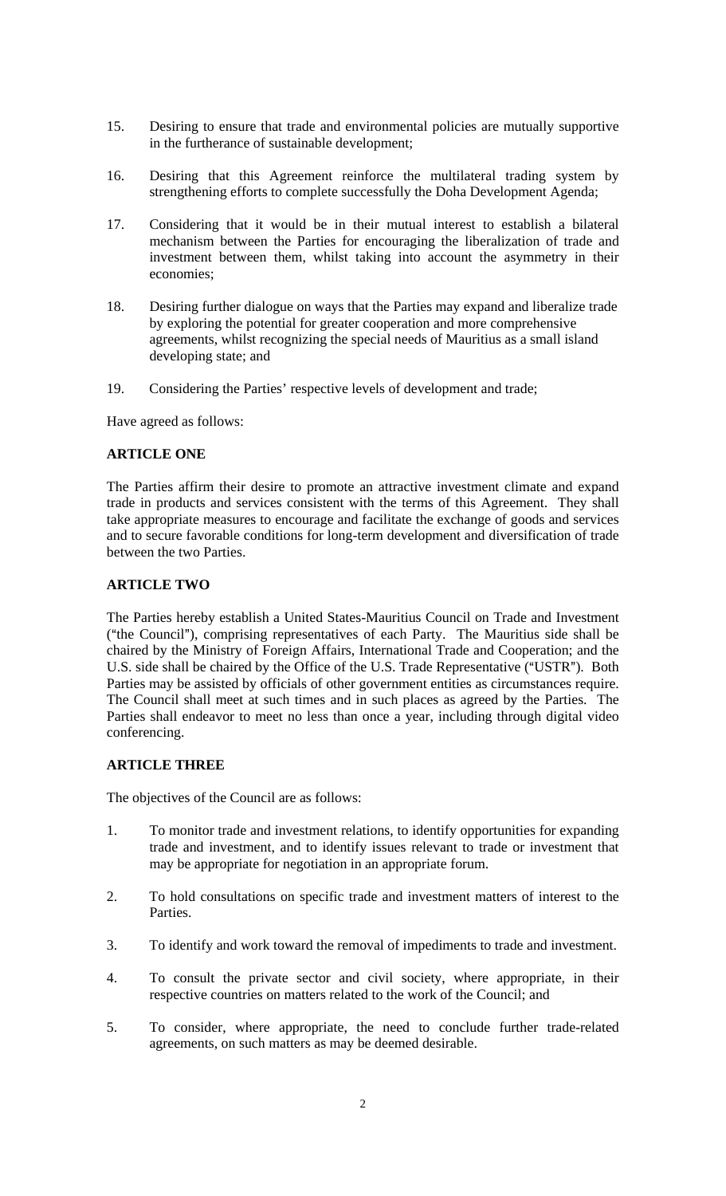15. Desiring to ensure that trade and environmental policies are mutually supportive in the furtherance of sustainable development;

16. Desiring that this Agreement reinforce the multilateral trading system by strengthening efforts to complete successfully the Doha Development Agenda;

17. Considering that it would be in their mutual interest to establish a bilateral mechanism between the Parties for encouraging the liberalization of trade and investment between them, whilst taking into account the asymmetry in their economies;

18. Desiring further dialogue on ways that the Parties may expand and liberalize trade by exploring the potential for greater cooperation and more comprehensive agreements, whilst recognizing the special needs of Mauritius as a small island developing state; and

19. Considering the Parties' respective levels of development and trade;

Have agreed as follows:

**ARTICLE ONE**

The Parties affirm their desire to promote an attractive investment climate and expand trade in products and services consistent with the terms of this Agreement. They shall take appropriate measures to encourage and facilitate the exchange of goods and services and to secure favorable conditions for long-term development and diversification of trade between the two Parties.

**ARTICLE TWO**

The Parties hereby establish a United States-Mauritius Council on Trade and Investment ("the Council"), comprising representatives of each Party. The Mauritius side shall be chaired by the Ministry of Foreign Affairs, International Trade and Cooperation; and the U.S. side shall be chaired by the Office of the U.S. Trade Representative ("USTR"). Both Parties may be assisted by officials of other government entities as circumstances require. The Council shall meet at such times and in such places as agreed by the Parties. The Parties shall endeavor to meet no less than once a year, including through digital video conferencing.

**ARTICLE THREE**

The objectives of the Council are as follows:

1. To monitor trade and investment relations, to identify opportunities for expanding trade and investment, and to identify issues relevant to trade or investment that may be appropriate for negotiation in an appropriate forum.

2. To hold consultations on specific trade and investment matters of interest to the Parties.

3. To identify and work toward the removal of impediments to trade and investment.

4. To consult the private sector and civil society, where appropriate, in their respective countries on matters related to the work of the Council; and

5. To consider, where appropriate, the need to conclude further trade-related agreements, on such matters as may be deemed desirable.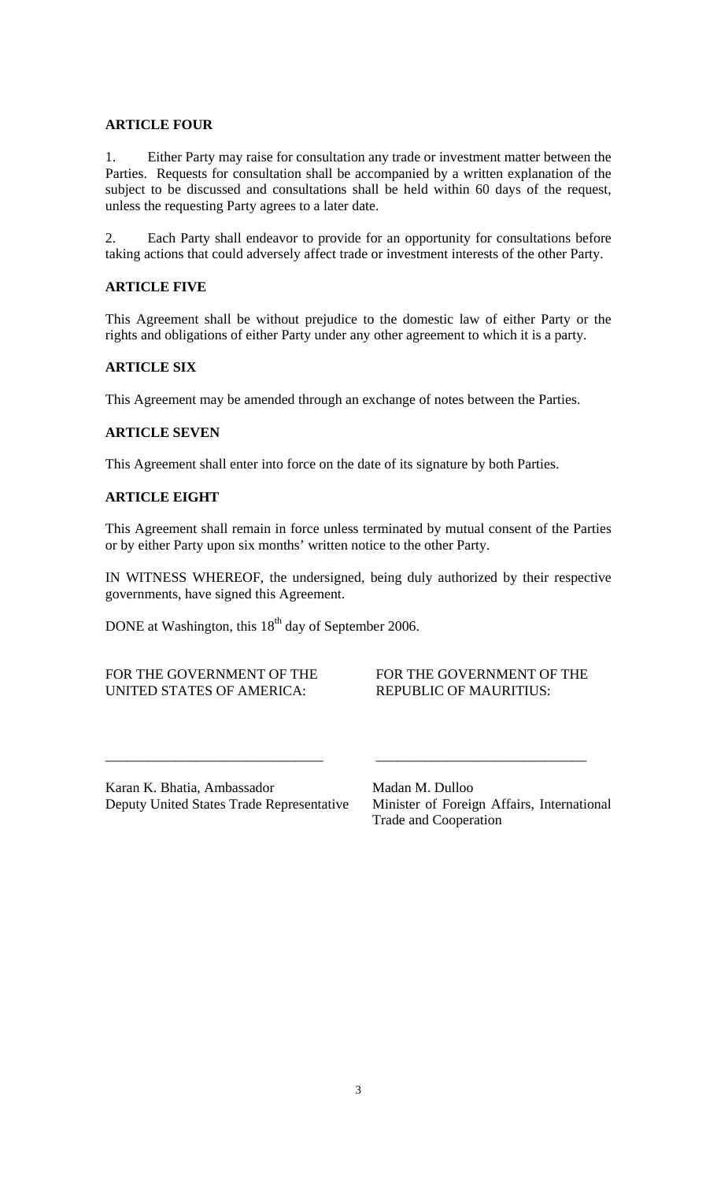**ARTICLE FOUR**

1. Either Party may raise for consultation any trade or investment matter between the Parties. Requests for consultation shall be accompanied by a written explanation of the subject to be discussed and consultations shall be held within 60 days of the request, unless the requesting Party agrees to a later date.

2. Each Party shall endeavor to provide for an opportunity for consultations before taking actions that could adversely affect trade or investment interests of the other Party.

**ARTICLE FIVE**

This Agreement shall be without prejudice to the domestic law of either Party or the rights and obligations of either Party under any other agreement to which it is a party.

**ARTICLE SIX**

This Agreement may be amended through an exchange of notes between the Parties.

**ARTICLE SEVEN**

This Agreement shall enter into force on the date of its signature by both Parties.

**ARTICLE EIGHT**

This Agreement shall remain in force unless terminated by mutual consent of the Parties or by either Party upon six months' written notice to the other Party.

IN WITNESS WHEREOF, the undersigned, being duly authorized by their respective governments, have signed this Agreement.

DONE at Washington, this 18th day of September 2006.

FOR THE GOVERNMENT OF THE UNITED STATES OF AMERICA:

\_\_\_\_\_\_\_\_\_\_\_\_\_\_\_\_\_\_\_\_\_\_\_\_\_\_\_\_\_\_

Karan K. Bhatia, Ambassador
Deputy United States Trade Representative

FOR THE GOVERNMENT OF THE REPUBLIC OF MAURITIUS:

\_\_\_\_\_\_\_\_\_\_\_\_\_\_\_\_\_\_\_\_\_\_\_\_\_\_\_\_\_\_

Madan M. Dulloo
Minister of Foreign Affairs, International Trade and Cooperation